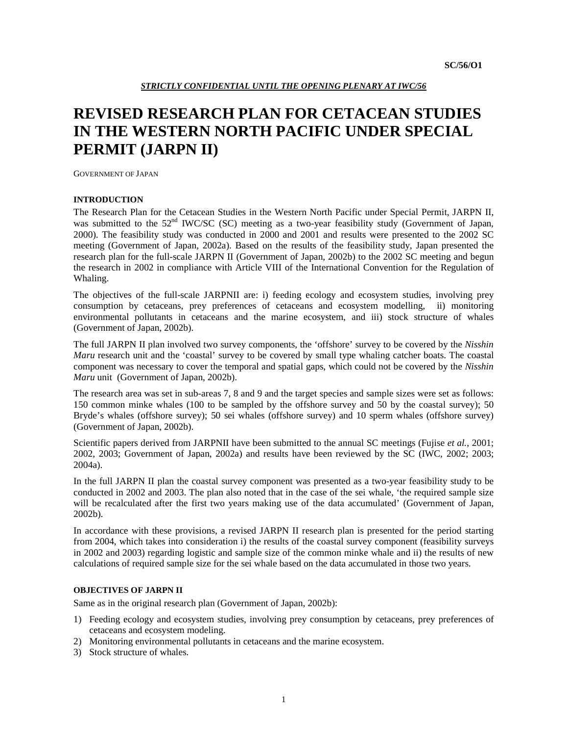SC/56/O1

***STRICTLY CONFIDENTIAL UNTIL THE OPENING PLENARY AT IWC/56***

# REVISED RESEARCH PLAN FOR CETACEAN STUDIES IN THE WESTERN NORTH PACIFIC UNDER SPECIAL PERMIT (JARPN II)

GOVERNMENT OF JAPAN

## INTRODUCTION

The Research Plan for the Cetacean Studies in the Western North Pacific under Special Permit, JARPN II, was submitted to the 52nd IWC/SC (SC) meeting as a two-year feasibility study (Government of Japan, 2000). The feasibility study was conducted in 2000 and 2001 and results were presented to the 2002 SC meeting (Government of Japan, 2002a). Based on the results of the feasibility study, Japan presented the research plan for the full-scale JARPN II (Government of Japan, 2002b) to the 2002 SC meeting and begun the research in 2002 in compliance with Article VIII of the International Convention for the Regulation of Whaling.

The objectives of the full-scale JARPNII are: i) feeding ecology and ecosystem studies, involving prey consumption by cetaceans, prey preferences of cetaceans and ecosystem modelling, ii) monitoring environmental pollutants in cetaceans and the marine ecosystem, and iii) stock structure of whales (Government of Japan, 2002b).

The full JARPN II plan involved two survey components, the 'offshore' survey to be covered by the *Nisshin Maru* research unit and the 'coastal' survey to be covered by small type whaling catcher boats. The coastal component was necessary to cover the temporal and spatial gaps, which could not be covered by the *Nisshin Maru* unit (Government of Japan, 2002b).

The research area was set in sub-areas 7, 8 and 9 and the target species and sample sizes were set as follows: 150 common minke whales (100 to be sampled by the offshore survey and 50 by the coastal survey); 50 Bryde's whales (offshore survey); 50 sei whales (offshore survey) and 10 sperm whales (offshore survey) (Government of Japan, 2002b).

Scientific papers derived from JARPNII have been submitted to the annual SC meetings (Fujise *et al.*, 2001; 2002, 2003; Government of Japan, 2002a) and results have been reviewed by the SC (IWC, 2002; 2003; 2004a).

In the full JARPN II plan the coastal survey component was presented as a two-year feasibility study to be conducted in 2002 and 2003. The plan also noted that in the case of the sei whale, 'the required sample size will be recalculated after the first two years making use of the data accumulated' (Government of Japan, 2002b).

In accordance with these provisions, a revised JARPN II research plan is presented for the period starting from 2004, which takes into consideration i) the results of the coastal survey component (feasibility surveys in 2002 and 2003) regarding logistic and sample size of the common minke whale and ii) the results of new calculations of required sample size for the sei whale based on the data accumulated in those two years.

## OBJECTIVES OF JARPN II

Same as in the original research plan (Government of Japan, 2002b):

1) Feeding ecology and ecosystem studies, involving prey consumption by cetaceans, prey preferences of cetaceans and ecosystem modeling.
2) Monitoring environmental pollutants in cetaceans and the marine ecosystem.
3) Stock structure of whales.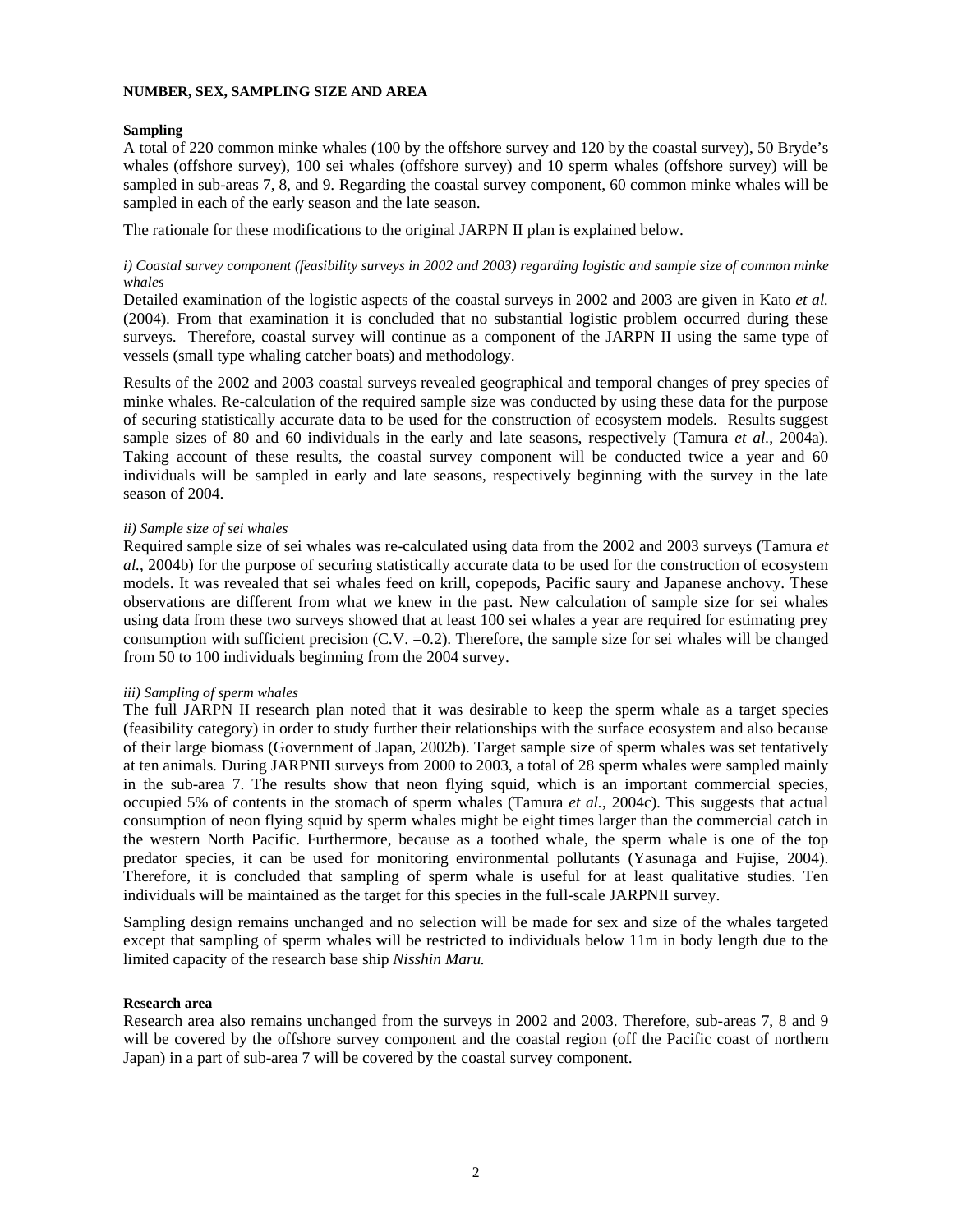**NUMBER, SEX, SAMPLING SIZE AND AREA**

**Sampling**

A total of 220 common minke whales (100 by the offshore survey and 120 by the coastal survey), 50 Bryde's whales (offshore survey), 100 sei whales (offshore survey) and 10 sperm whales (offshore survey) will be sampled in sub-areas 7, 8, and 9. Regarding the coastal survey component, 60 common minke whales will be sampled in each of the early season and the late season.

The rationale for these modifications to the original JARPN II plan is explained below.

*i) Coastal survey component (feasibility surveys in 2002 and 2003) regarding logistic and sample size of common minke whales*

Detailed examination of the logistic aspects of the coastal surveys in 2002 and 2003 are given in Kato *et al.* (2004). From that examination it is concluded that no substantial logistic problem occurred during these surveys. Therefore, coastal survey will continue as a component of the JARPN II using the same type of vessels (small type whaling catcher boats) and methodology.

Results of the 2002 and 2003 coastal surveys revealed geographical and temporal changes of prey species of minke whales. Re-calculation of the required sample size was conducted by using these data for the purpose of securing statistically accurate data to be used for the construction of ecosystem models. Results suggest sample sizes of 80 and 60 individuals in the early and late seasons, respectively (Tamura *et al.*, 2004a). Taking account of these results, the coastal survey component will be conducted twice a year and 60 individuals will be sampled in early and late seasons, respectively beginning with the survey in the late season of 2004.

*ii) Sample size of sei whales*

Required sample size of sei whales was re-calculated using data from the 2002 and 2003 surveys (Tamura *et al.*, 2004b) for the purpose of securing statistically accurate data to be used for the construction of ecosystem models. It was revealed that sei whales feed on krill, copepods, Pacific saury and Japanese anchovy. These observations are different from what we knew in the past. New calculation of sample size for sei whales using data from these two surveys showed that at least 100 sei whales a year are required for estimating prey consumption with sufficient precision (C.V. =0.2). Therefore, the sample size for sei whales will be changed from 50 to 100 individuals beginning from the 2004 survey.

*iii) Sampling of sperm whales*

The full JARPN II research plan noted that it was desirable to keep the sperm whale as a target species (feasibility category) in order to study further their relationships with the surface ecosystem and also because of their large biomass (Government of Japan, 2002b). Target sample size of sperm whales was set tentatively at ten animals. During JARPNII surveys from 2000 to 2003, a total of 28 sperm whales were sampled mainly in the sub-area 7. The results show that neon flying squid, which is an important commercial species, occupied 5% of contents in the stomach of sperm whales (Tamura *et al.*, 2004c). This suggests that actual consumption of neon flying squid by sperm whales might be eight times larger than the commercial catch in the western North Pacific. Furthermore, because as a toothed whale, the sperm whale is one of the top predator species, it can be used for monitoring environmental pollutants (Yasunaga and Fujise, 2004). Therefore, it is concluded that sampling of sperm whale is useful for at least qualitative studies. Ten individuals will be maintained as the target for this species in the full-scale JARPNII survey.

Sampling design remains unchanged and no selection will be made for sex and size of the whales targeted except that sampling of sperm whales will be restricted to individuals below 11m in body length due to the limited capacity of the research base ship *Nisshin Maru.*

**Research area**

Research area also remains unchanged from the surveys in 2002 and 2003. Therefore, sub-areas 7, 8 and 9 will be covered by the offshore survey component and the coastal region (off the Pacific coast of northern Japan) in a part of sub-area 7 will be covered by the coastal survey component.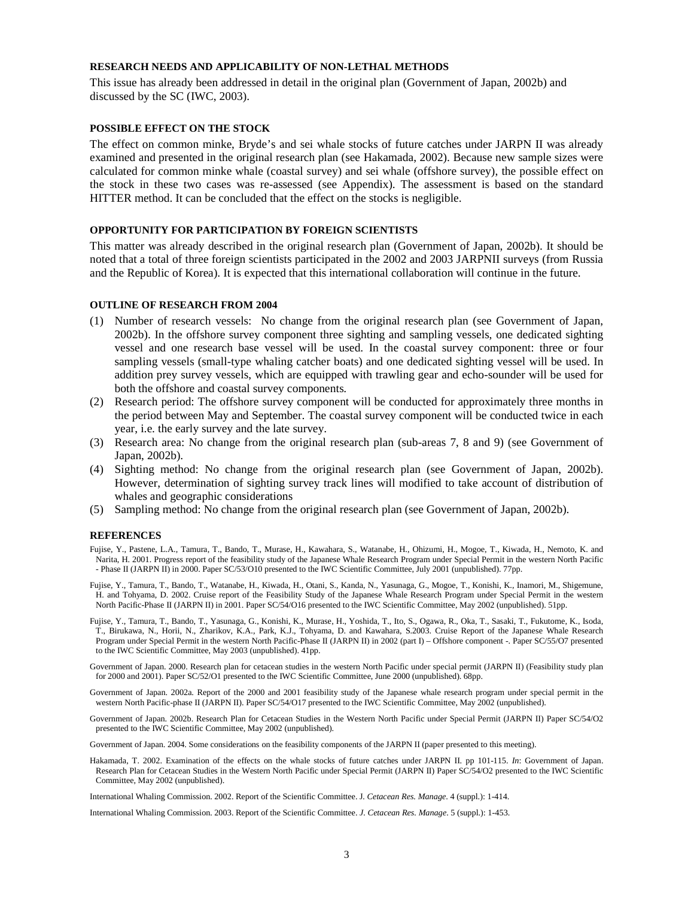## RESEARCH NEEDS AND APPLICABILITY OF NON-LETHAL METHODS

This issue has already been addressed in detail in the original plan (Government of Japan, 2002b) and discussed by the SC (IWC, 2003).

## POSSIBLE EFFECT ON THE STOCK

The effect on common minke, Bryde's and sei whale stocks of future catches under JARPN II was already examined and presented in the original research plan (see Hakamada, 2002). Because new sample sizes were calculated for common minke whale (coastal survey) and sei whale (offshore survey), the possible effect on the stock in these two cases was re-assessed (see Appendix). The assessment is based on the standard HITTER method. It can be concluded that the effect on the stocks is negligible.

## OPPORTUNITY FOR PARTICIPATION BY FOREIGN SCIENTISTS

This matter was already described in the original research plan (Government of Japan, 2002b). It should be noted that a total of three foreign scientists participated in the 2002 and 2003 JARPNII surveys (from Russia and the Republic of Korea). It is expected that this international collaboration will continue in the future.

## OUTLINE OF RESEARCH FROM 2004

(1) Number of research vessels: No change from the original research plan (see Government of Japan, 2002b). In the offshore survey component three sighting and sampling vessels, one dedicated sighting vessel and one research base vessel will be used. In the coastal survey component: three or four sampling vessels (small-type whaling catcher boats) and one dedicated sighting vessel will be used. In addition prey survey vessels, which are equipped with trawling gear and echo-sounder will be used for both the offshore and coastal survey components.

(2) Research period: The offshore survey component will be conducted for approximately three months in the period between May and September. The coastal survey component will be conducted twice in each year, i.e. the early survey and the late survey.

(3) Research area: No change from the original research plan (sub-areas 7, 8 and 9) (see Government of Japan, 2002b).

(4) Sighting method: No change from the original research plan (see Government of Japan, 2002b). However, determination of sighting survey track lines will modified to take account of distribution of whales and geographic considerations

(5) Sampling method: No change from the original research plan (see Government of Japan, 2002b).

## REFERENCES

Fujise, Y., Pastene, L.A., Tamura, T., Bando, T., Murase, H., Kawahara, S., Watanabe, H., Ohizumi, H., Mogoe, T., Kiwada, H., Nemoto, K. and Narita, H. 2001. Progress report of the feasibility study of the Japanese Whale Research Program under Special Permit in the western North Pacific - Phase II (JARPN II) in 2000. Paper SC/53/O10 presented to the IWC Scientific Committee, July 2001 (unpublished). 77pp.

Fujise, Y., Tamura, T., Bando, T., Watanabe, H., Kiwada, H., Otani, S., Kanda, N., Yasunaga, G., Mogoe, T., Konishi, K., Inamori, M., Shigemune, H. and Tohyama, D. 2002. Cruise report of the Feasibility Study of the Japanese Whale Research Program under Special Permit in the western North Pacific-Phase II (JARPN II) in 2001. Paper SC/54/O16 presented to the IWC Scientific Committee, May 2002 (unpublished). 51pp.

Fujise, Y., Tamura, T., Bando, T., Yasunaga, G., Konishi, K., Murase, H., Yoshida, T., Ito, S., Ogawa, R., Oka, T., Sasaki, T., Fukutome, K., Isoda, T., Birukawa, N., Horii, N., Zharikov, K.A., Park, K.J., Tohyama, D. and Kawahara, S.2003. Cruise Report of the Japanese Whale Research Program under Special Permit in the western North Pacific-Phase II (JARPN II) in 2002 (part I) – Offshore component -. Paper SC/55/O7 presented to the IWC Scientific Committee, May 2003 (unpublished). 41pp.

Government of Japan. 2000. Research plan for cetacean studies in the western North Pacific under special permit (JARPN II) (Feasibility study plan for 2000 and 2001). Paper SC/52/O1 presented to the IWC Scientific Committee, June 2000 (unpublished). 68pp.

Government of Japan. 2002a. Report of the 2000 and 2001 feasibility study of the Japanese whale research program under special permit in the western North Pacific-phase II (JARPN II). Paper SC/54/O17 presented to the IWC Scientific Committee, May 2002 (unpublished).

Government of Japan. 2002b. Research Plan for Cetacean Studies in the Western North Pacific under Special Permit (JARPN II) Paper SC/54/O2 presented to the IWC Scientific Committee, May 2002 (unpublished).

Government of Japan. 2004. Some considerations on the feasibility components of the JARPN II (paper presented to this meeting).

Hakamada, T. 2002. Examination of the effects on the whale stocks of future catches under JARPN II. pp 101-115. *In*: Government of Japan. Research Plan for Cetacean Studies in the Western North Pacific under Special Permit (JARPN II) Paper SC/54/O2 presented to the IWC Scientific Committee, May 2002 (unpublished).

International Whaling Commission. 2002. Report of the Scientific Committee. J. *Cetacean Res. Manage.* 4 (suppl.): 1-414.

International Whaling Commission. 2003. Report of the Scientific Committee. *J. Cetacean Res. Manage*. 5 (suppl.): 1-453.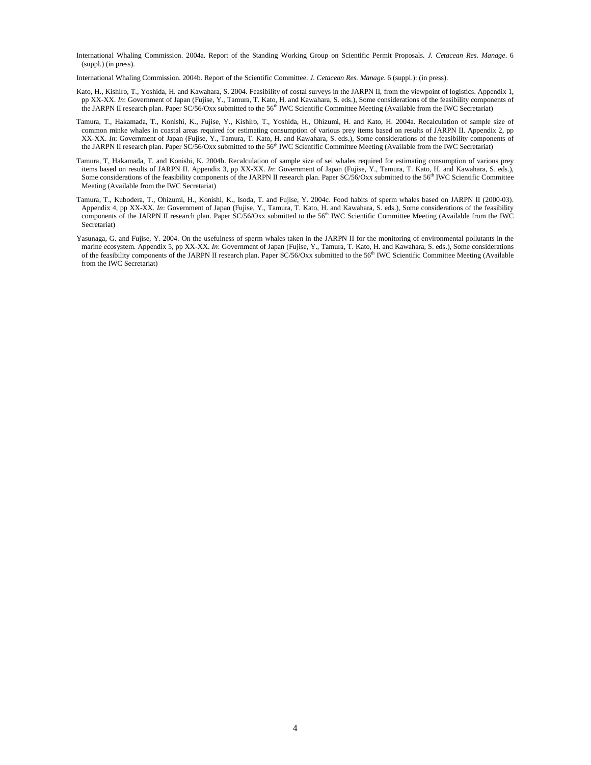International Whaling Commission. 2004a. Report of the Standing Working Group on Scientific Permit Proposals. *J. Cetacean Res. Manage*. 6 (suppl.) (in press).

International Whaling Commission. 2004b. Report of the Scientific Committee. *J. Cetacean Res. Manage*. 6 (suppl.): (in press).

Kato, H., Kishiro, T., Yoshida, H. and Kawahara, S. 2004. Feasibility of costal surveys in the JARPN II, from the viewpoint of logistics. Appendix 1, pp XX-XX. *In*: Government of Japan (Fujise, Y., Tamura, T. Kato, H. and Kawahara, S. eds.), Some considerations of the feasibility components of the JARPN II research plan. Paper SC/56/Oxx submitted to the 56th IWC Scientific Committee Meeting (Available from the IWC Secretariat)

Tamura, T., Hakamada, T., Konishi, K., Fujise, Y., Kishiro, T., Yoshida, H., Ohizumi, H. and Kato, H. 2004a. Recalculation of sample size of common minke whales in coastal areas required for estimating consumption of various prey items based on results of JARPN II. Appendix 2, pp XX-XX. *In*: Government of Japan (Fujise, Y., Tamura, T. Kato, H. and Kawahara, S. eds.), Some considerations of the feasibility components of the JARPN II research plan. Paper SC/56/Oxx submitted to the 56th IWC Scientific Committee Meeting (Available from the IWC Secretariat)

Tamura, T, Hakamada, T. and Konishi, K. 2004b. Recalculation of sample size of sei whales required for estimating consumption of various prey items based on results of JARPN II. Appendix 3, pp XX-XX. *In*: Government of Japan (Fujise, Y., Tamura, T. Kato, H. and Kawahara, S. eds.), Some considerations of the feasibility components of the JARPN II research plan. Paper SC/56/Oxx submitted to the 56th IWC Scientific Committee Meeting (Available from the IWC Secretariat)

Tamura, T., Kubodera, T., Ohizumi, H., Konishi, K., Isoda, T. and Fujise, Y. 2004c. Food habits of sperm whales based on JARPN II (2000-03). Appendix 4, pp XX-XX. *In*: Government of Japan (Fujise, Y., Tamura, T. Kato, H. and Kawahara, S. eds.), Some considerations of the feasibility components of the JARPN II research plan. Paper SC/56/Oxx submitted to the 56th IWC Scientific Committee Meeting (Available from the IWC Secretariat)

Yasunaga, G. and Fujise, Y. 2004. On the usefulness of sperm whales taken in the JARPN II for the monitoring of environmental pollutants in the marine ecosystem. Appendix 5, pp XX-XX. *In*: Government of Japan (Fujise, Y., Tamura, T. Kato, H. and Kawahara, S. eds.), Some considerations of the feasibility components of the JARPN II research plan. Paper SC/56/Oxx submitted to the 56th IWC Scientific Committee Meeting (Available from the IWC Secretariat)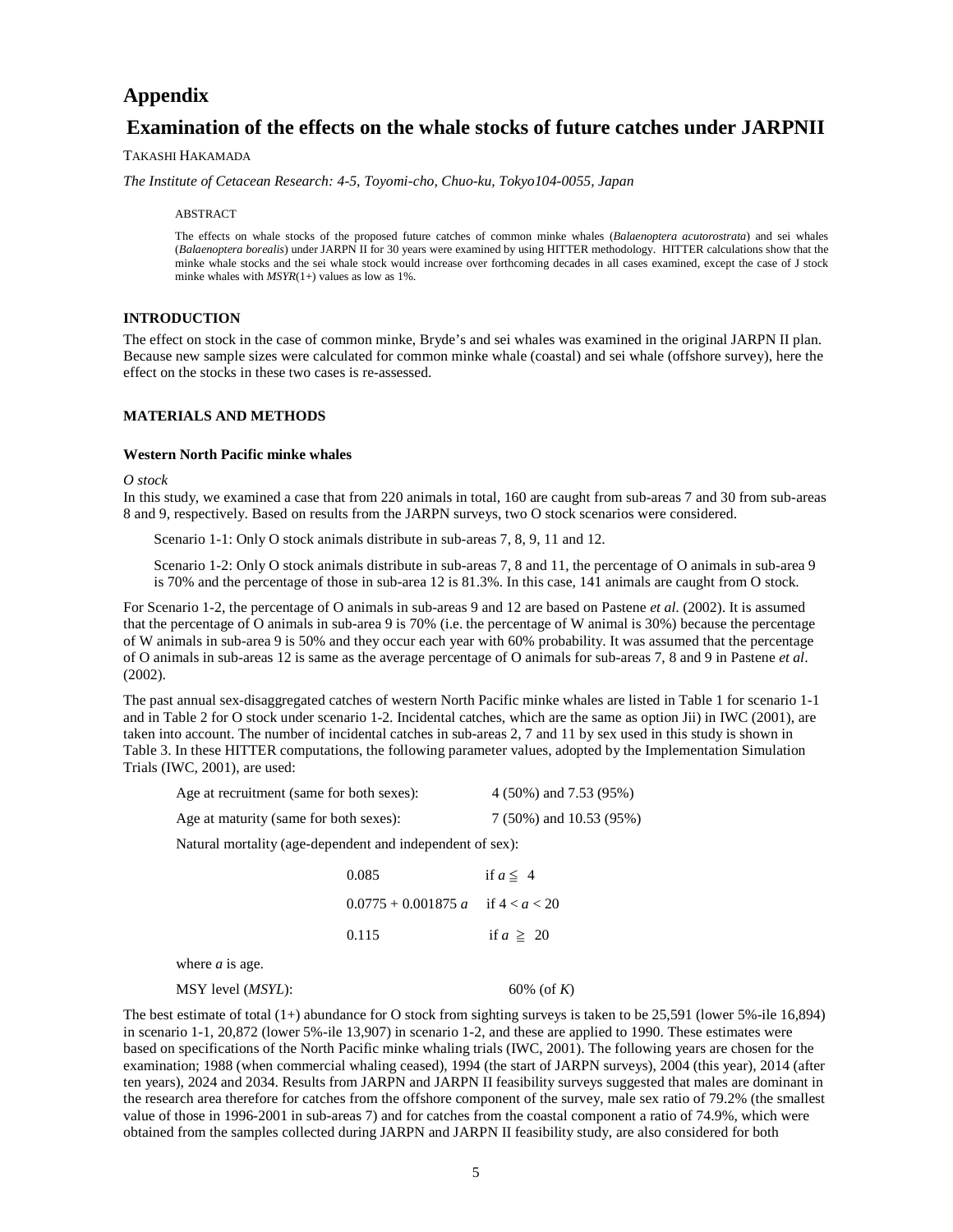# Appendix

# Examination of the effects on the whale stocks of future catches under JARPNII

TAKASHI HAKAMADA

*The Institute of Cetacean Research: 4-5, Toyomi-cho, Chuo-ku, Tokyo104-0055, Japan*

ABSTRACT

The effects on whale stocks of the proposed future catches of common minke whales (*Balaenoptera acutorostrata*) and sei whales (*Balaenoptera borealis*) under JARPN II for 30 years were examined by using HITTER methodology. HITTER calculations show that the minke whale stocks and the sei whale stock would increase over forthcoming decades in all cases examined, except the case of J stock minke whales with *MSYR*(1+) values as low as 1%.

## INTRODUCTION

The effect on stock in the case of common minke, Bryde's and sei whales was examined in the original JARPN II plan. Because new sample sizes were calculated for common minke whale (coastal) and sei whale (offshore survey), here the effect on the stocks in these two cases is re-assessed.

## MATERIALS AND METHODS

### Western North Pacific minke whales

*O stock*

In this study, we examined a case that from 220 animals in total, 160 are caught from sub-areas 7 and 30 from sub-areas 8 and 9, respectively. Based on results from the JARPN surveys, two O stock scenarios were considered.

Scenario 1-1: Only O stock animals distribute in sub-areas 7, 8, 9, 11 and 12.

Scenario 1-2: Only O stock animals distribute in sub-areas 7, 8 and 11, the percentage of O animals in sub-area 9 is 70% and the percentage of those in sub-area 12 is 81.3%. In this case, 141 animals are caught from O stock.

For Scenario 1-2, the percentage of O animals in sub-areas 9 and 12 are based on Pastene *et al.* (2002). It is assumed that the percentage of O animals in sub-area 9 is 70% (i.e. the percentage of W animal is 30%) because the percentage of W animals in sub-area 9 is 50% and they occur each year with 60% probability. It was assumed that the percentage of O animals in sub-areas 12 is same as the average percentage of O animals for sub-areas 7, 8 and 9 in Pastene *et al*. (2002).

The past annual sex-disaggregated catches of western North Pacific minke whales are listed in Table 1 for scenario 1-1 and in Table 2 for O stock under scenario 1-2. Incidental catches, which are the same as option Jii) in IWC (2001), are taken into account. The number of incidental catches in sub-areas 2, 7 and 11 by sex used in this study is shown in Table 3. In these HITTER computations, the following parameter values, adopted by the Implementation Simulation Trials (IWC, 2001), are used:

Age at recruitment (same for both sexes): 4 (50%) and 7.53 (95%)

Age at maturity (same for both sexes): 7 (50%) and 10.53 (95%)

Natural mortality (age-dependent and independent of sex):

$$
\begin{cases}
0.085 & \text{if } a \leqq 4 \\
0.0775 + 0.001875\,a & \text{if } 4 < a < 20 \\
0.115 & \text{if } a \geqq 20
\end{cases}
$$

where $a$ is age.

MSY level (*MSYL*): 60% (of $K$)

The best estimate of total (1+) abundance for O stock from sighting surveys is taken to be 25,591 (lower 5%-ile 16,894) in scenario 1-1, 20,872 (lower 5%-ile 13,907) in scenario 1-2, and these are applied to 1990. These estimates were based on specifications of the North Pacific minke whaling trials (IWC, 2001). The following years are chosen for the examination; 1988 (when commercial whaling ceased), 1994 (the start of JARPN surveys), 2004 (this year), 2014 (after ten years), 2024 and 2034. Results from JARPN and JARPN II feasibility surveys suggested that males are dominant in the research area therefore for catches from the offshore component of the survey, male sex ratio of 79.2% (the smallest value of those in 1996-2001 in sub-areas 7) and for catches from the coastal component a ratio of 74.9%, which were obtained from the samples collected during JARPN and JARPN II feasibility study, are also considered for both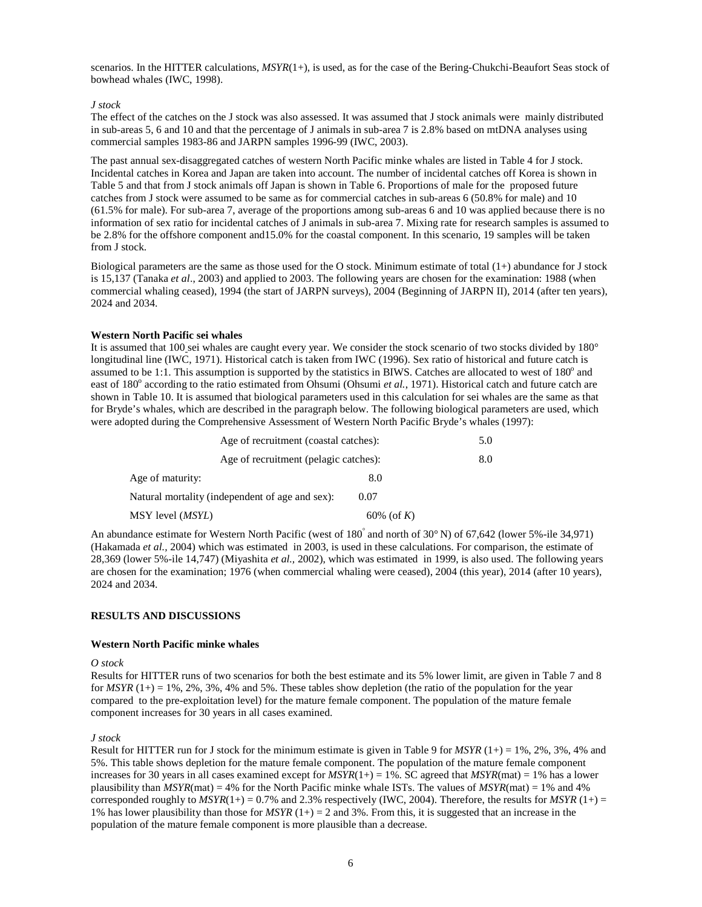scenarios. In the HITTER calculations, *MSYR*(1+), is used, as for the case of the Bering-Chukchi-Beaufort Seas stock of bowhead whales (IWC, 1998).

*J stock*

The effect of the catches on the J stock was also assessed. It was assumed that J stock animals were mainly distributed in sub-areas 5, 6 and 10 and that the percentage of J animals in sub-area 7 is 2.8% based on mtDNA analyses using commercial samples 1983-86 and JARPN samples 1996-99 (IWC, 2003).

The past annual sex-disaggregated catches of western North Pacific minke whales are listed in Table 4 for J stock. Incidental catches in Korea and Japan are taken into account. The number of incidental catches off Korea is shown in Table 5 and that from J stock animals off Japan is shown in Table 6. Proportions of male for the proposed future catches from J stock were assumed to be same as for commercial catches in sub-areas 6 (50.8% for male) and 10 (61.5% for male). For sub-area 7, average of the proportions among sub-areas 6 and 10 was applied because there is no information of sex ratio for incidental catches of J animals in sub-area 7. Mixing rate for research samples is assumed to be 2.8% for the offshore component and15.0% for the coastal component. In this scenario, 19 samples will be taken from J stock.

Biological parameters are the same as those used for the O stock. Minimum estimate of total (1+) abundance for J stock is 15,137 (Tanaka *et al*., 2003) and applied to 2003. The following years are chosen for the examination: 1988 (when commercial whaling ceased), 1994 (the start of JARPN surveys), 2004 (Beginning of JARPN II), 2014 (after ten years), 2024 and 2034.

**Western North Pacific sei whales**

It is assumed that 100 sei whales are caught every year. We consider the stock scenario of two stocks divided by 180° longitudinal line (IWC, 1971). Historical catch is taken from IWC (1996). Sex ratio of historical and future catch is assumed to be 1:1. This assumption is supported by the statistics in BIWS. Catches are allocated to west of 180° and east of 180° according to the ratio estimated from Ohsumi (Ohsumi *et al.*, 1971). Historical catch and future catch are shown in Table 10. It is assumed that biological parameters used in this calculation for sei whales are the same as that for Bryde's whales, which are described in the paragraph below. The following biological parameters are used, which were adopted during the Comprehensive Assessment of Western North Pacific Bryde's whales (1997):

| | |
|---|---|
| Age of recruitment (coastal catches): | 5.0 |
| Age of recruitment (pelagic catches): | 8.0 |
| Age of maturity: | 8.0 |
| Natural mortality (independent of age and sex): | 0.07 |
| MSY level (*MSYL*) | 60% (of *K*) |

An abundance estimate for Western North Pacific (west of 180° and north of 30° N) of 67,642 (lower 5%-ile 34,971) (Hakamada *et al.*, 2004) which was estimated in 2003, is used in these calculations. For comparison, the estimate of 28,369 (lower 5%-ile 14,747) (Miyashita *et al.*, 2002), which was estimated in 1999, is also used. The following years are chosen for the examination; 1976 (when commercial whaling were ceased), 2004 (this year), 2014 (after 10 years), 2024 and 2034.

## RESULTS AND DISCUSSIONS

**Western North Pacific minke whales**

*O stock*

Results for HITTER runs of two scenarios for both the best estimate and its 5% lower limit, are given in Table 7 and 8 for *MSYR* (1+) = 1%, 2%, 3%, 4% and 5%. These tables show depletion (the ratio of the population for the year compared to the pre-exploitation level) for the mature female component. The population of the mature female component increases for 30 years in all cases examined.

*J stock*

Result for HITTER run for J stock for the minimum estimate is given in Table 9 for *MSYR* (1+) = 1%, 2%, 3%, 4% and 5%. This table shows depletion for the mature female component. The population of the mature female component increases for 30 years in all cases examined except for *MSYR*(1+) = 1%. SC agreed that *MSYR*(mat) = 1% has a lower plausibility than *MSYR*(mat) = 4% for the North Pacific minke whale ISTs. The values of *MSYR*(mat) = 1% and 4% corresponded roughly to *MSYR*(1+) = 0.7% and 2.3% respectively (IWC, 2004). Therefore, the results for *MSYR* (1+) = 1% has lower plausibility than those for *MSYR* (1+) = 2 and 3%. From this, it is suggested that an increase in the population of the mature female component is more plausible than a decrease.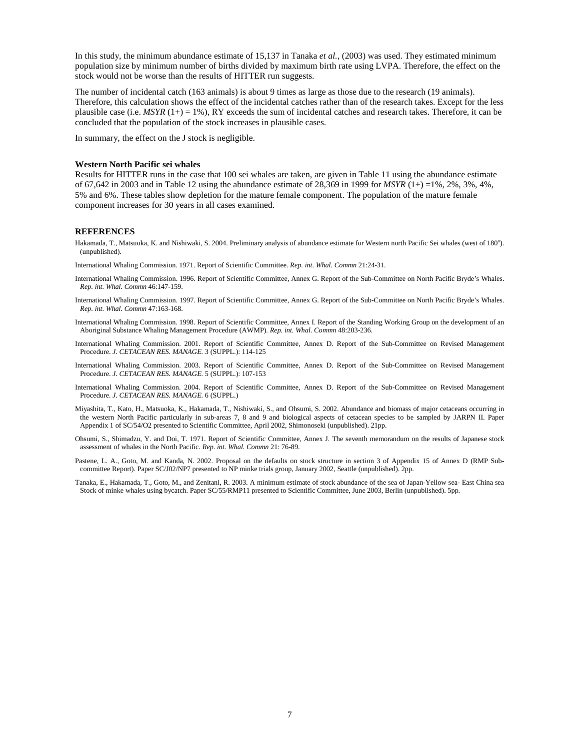In this study, the minimum abundance estimate of 15,137 in Tanaka *et al.*, (2003) was used. They estimated minimum population size by minimum number of births divided by maximum birth rate using LVPA. Therefore, the effect on the stock would not be worse than the results of HITTER run suggests.

The number of incidental catch (163 animals) is about 9 times as large as those due to the research (19 animals). Therefore, this calculation shows the effect of the incidental catches rather than of the research takes. Except for the less plausible case (i.e. *MSYR* (1+) = 1%), RY exceeds the sum of incidental catches and research takes. Therefore, it can be concluded that the population of the stock increases in plausible cases.

In summary, the effect on the J stock is negligible.

**Western North Pacific sei whales**

Results for HITTER runs in the case that 100 sei whales are taken, are given in Table 11 using the abundance estimate of 67,642 in 2003 and in Table 12 using the abundance estimate of 28,369 in 1999 for *MSYR* (1+) =1%, 2%, 3%, 4%, 5% and 6%. These tables show depletion for the mature female component. The population of the mature female component increases for 30 years in all cases examined.

## REFERENCES

Hakamada, T., Matsuoka, K. and Nishiwaki, S. 2004. Preliminary analysis of abundance estimate for Western north Pacific Sei whales (west of 180º). (unpublished).

International Whaling Commission. 1971. Report of Scientific Committee. *Rep. int. Whal. Commn* 21:24-31.

International Whaling Commission. 1996. Report of Scientific Committee, Annex G. Report of the Sub-Committee on North Pacific Bryde's Whales. *Rep. int. Whal. Commn* 46:147-159.

International Whaling Commission. 1997. Report of Scientific Committee, Annex G. Report of the Sub-Committee on North Pacific Bryde's Whales. *Rep. int. Whal. Commn* 47:163-168.

International Whaling Commission. 1998. Report of Scientific Committee, Annex I. Report of the Standing Working Group on the development of an Aboriginal Substance Whaling Management Procedure (AWMP). *Rep. int. Whal. Commn* 48:203-236.

International Whaling Commission. 2001. Report of Scientific Committee, Annex D. Report of the Sub-Committee on Revised Management Procedure. *J. CETACEAN RES. MANAGE.* 3 (SUPPL.): 114-125

International Whaling Commission. 2003. Report of Scientific Committee, Annex D. Report of the Sub-Committee on Revised Management Procedure. *J. CETACEAN RES. MANAGE.* 5 (SUPPL.): 107-153

International Whaling Commission. 2004. Report of Scientific Committee, Annex D. Report of the Sub-Committee on Revised Management Procedure. *J. CETACEAN RES. MANAGE.* 6 (SUPPL.)

Miyashita, T., Kato, H., Matsuoka, K., Hakamada, T., Nishiwaki, S., and Ohsumi, S. 2002. Abundance and biomass of major cetaceans occurring in the western North Pacific particularly in sub-areas 7, 8 and 9 and biological aspects of cetacean species to be sampled by JARPN II. Paper Appendix 1 of SC/54/O2 presented to Scientific Committee, April 2002, Shimonoseki (unpublished). 21pp.

Ohsumi, S., Shimadzu, Y. and Doi, T. 1971. Report of Scientific Committee, Annex J. The seventh memorandum on the results of Japanese stock assessment of whales in the North Pacific. *Rep. int. Whal. Commn* 21: 76-89.

Pastene, L. A., Goto, M. and Kanda, N. 2002. Proposal on the defaults on stock structure in section 3 of Appendix 15 of Annex D (RMP Sub-committee Report). Paper SC/J02/NP7 presented to NP minke trials group, January 2002, Seattle (unpublished). 2pp.

Tanaka, E., Hakamada, T., Goto, M., and Zenitani, R. 2003. A minimum estimate of stock abundance of the sea of Japan-Yellow sea- East China sea Stock of minke whales using bycatch. Paper SC/55/RMP11 presented to Scientific Committee, June 2003, Berlin (unpublished). 5pp.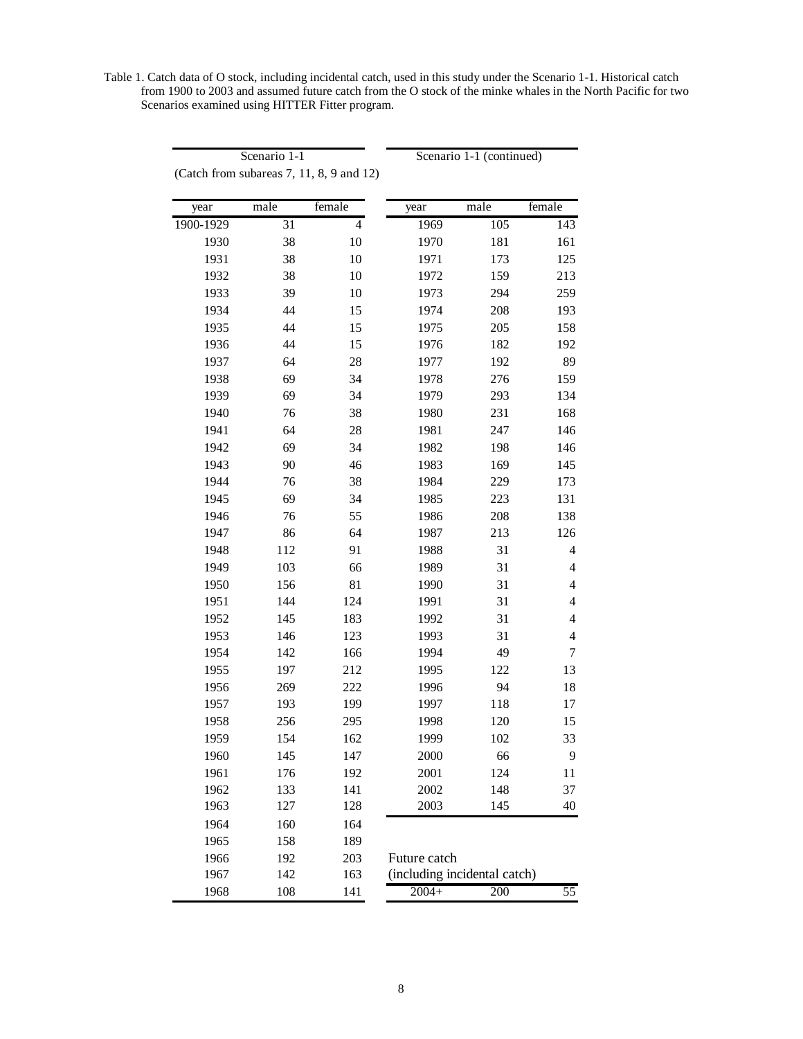Table 1. Catch data of O stock, including incidental catch, used in this study under the Scenario 1-1. Historical catch from 1900 to 2003 and assumed future catch from the O stock of the minke whales in the North Pacific for two Scenarios examined using HITTER Fitter program.

| Scenario 1-1 (Catch from subareas 7, 11, 8, 9 and 12) | | | Scenario 1-1 (continued) | | |
|---|---|---|---|---|---|
| year | male | female | year | male | female |
| 1900-1929 | 31 | 4 | 1969 | 105 | 143 |
| 1930 | 38 | 10 | 1970 | 181 | 161 |
| 1931 | 38 | 10 | 1971 | 173 | 125 |
| 1932 | 38 | 10 | 1972 | 159 | 213 |
| 1933 | 39 | 10 | 1973 | 294 | 259 |
| 1934 | 44 | 15 | 1974 | 208 | 193 |
| 1935 | 44 | 15 | 1975 | 205 | 158 |
| 1936 | 44 | 15 | 1976 | 182 | 192 |
| 1937 | 64 | 28 | 1977 | 192 | 89 |
| 1938 | 69 | 34 | 1978 | 276 | 159 |
| 1939 | 69 | 34 | 1979 | 293 | 134 |
| 1940 | 76 | 38 | 1980 | 231 | 168 |
| 1941 | 64 | 28 | 1981 | 247 | 146 |
| 1942 | 69 | 34 | 1982 | 198 | 146 |
| 1943 | 90 | 46 | 1983 | 169 | 145 |
| 1944 | 76 | 38 | 1984 | 229 | 173 |
| 1945 | 69 | 34 | 1985 | 223 | 131 |
| 1946 | 76 | 55 | 1986 | 208 | 138 |
| 1947 | 86 | 64 | 1987 | 213 | 126 |
| 1948 | 112 | 91 | 1988 | 31 | 4 |
| 1949 | 103 | 66 | 1989 | 31 | 4 |
| 1950 | 156 | 81 | 1990 | 31 | 4 |
| 1951 | 144 | 124 | 1991 | 31 | 4 |
| 1952 | 145 | 183 | 1992 | 31 | 4 |
| 1953 | 146 | 123 | 1993 | 31 | 4 |
| 1954 | 142 | 166 | 1994 | 49 | 7 |
| 1955 | 197 | 212 | 1995 | 122 | 13 |
| 1956 | 269 | 222 | 1996 | 94 | 18 |
| 1957 | 193 | 199 | 1997 | 118 | 17 |
| 1958 | 256 | 295 | 1998 | 120 | 15 |
| 1959 | 154 | 162 | 1999 | 102 | 33 |
| 1960 | 145 | 147 | 2000 | 66 | 9 |
| 1961 | 176 | 192 | 2001 | 124 | 11 |
| 1962 | 133 | 141 | 2002 | 148 | 37 |
| 1963 | 127 | 128 | 2003 | 145 | 40 |
| 1964 | 160 | 164 | | | |
| 1965 | 158 | 189 | | | |
| 1966 | 192 | 203 | Future catch | | |
| 1967 | 142 | 163 | (including incidental catch) | | |
| 1968 | 108 | 141 | 2004+ | 200 | 55 |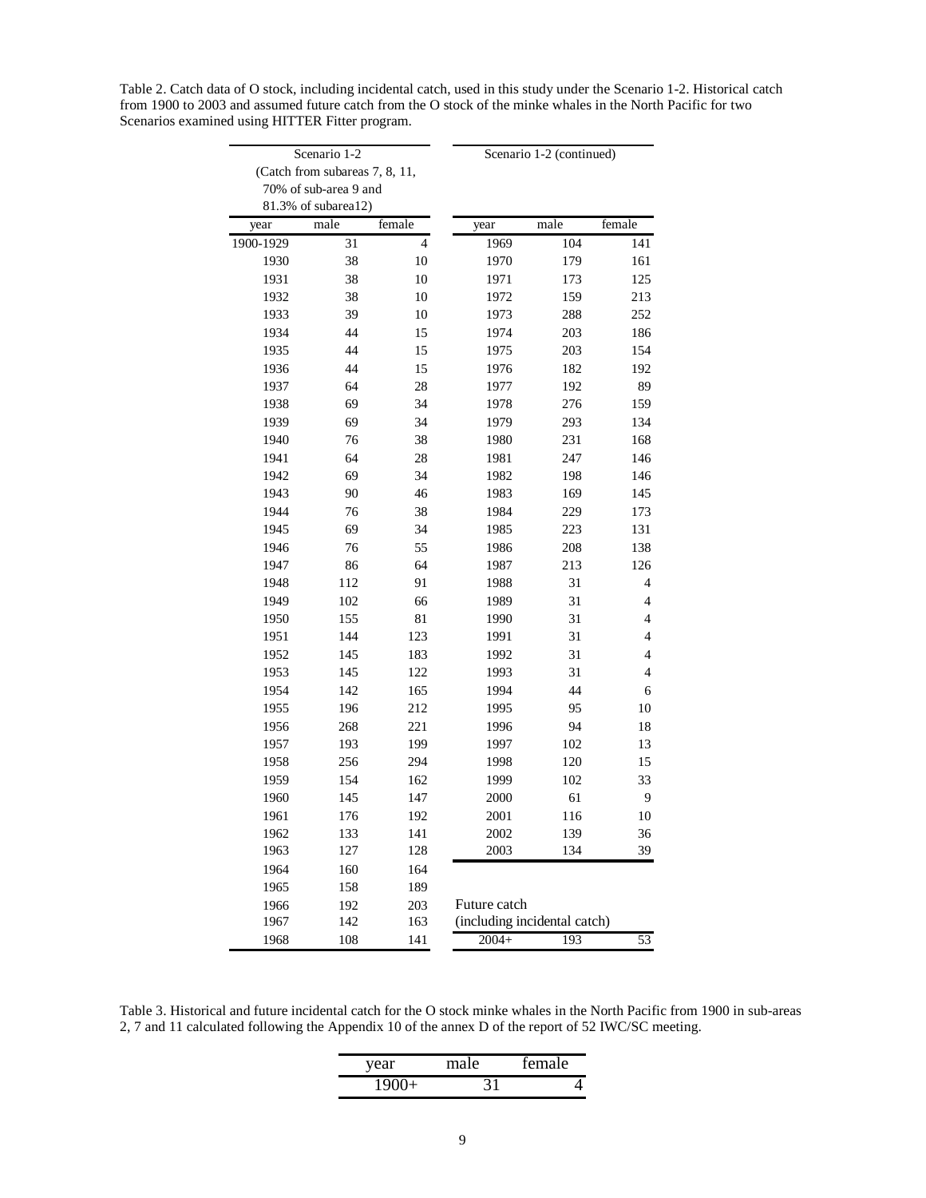Table 2. Catch data of O stock, including incidental catch, used in this study under the Scenario 1-2. Historical catch from 1900 to 2003 and assumed future catch from the O stock of the minke whales in the North Pacific for two Scenarios examined using HITTER Fitter program.

| Scenario 1-2 (Catch from subareas 7, 8, 11, 70% of sub-area 9 and 81.3% of subarea12) | | | Scenario 1-2 (continued) | | |
|---|---|---|---|---|---|
| year | male | female | year | male | female |
| 1900-1929 | 31 | 4 | 1969 | 104 | 141 |
| 1930 | 38 | 10 | 1970 | 179 | 161 |
| 1931 | 38 | 10 | 1971 | 173 | 125 |
| 1932 | 38 | 10 | 1972 | 159 | 213 |
| 1933 | 39 | 10 | 1973 | 288 | 252 |
| 1934 | 44 | 15 | 1974 | 203 | 186 |
| 1935 | 44 | 15 | 1975 | 203 | 154 |
| 1936 | 44 | 15 | 1976 | 182 | 192 |
| 1937 | 64 | 28 | 1977 | 192 | 89 |
| 1938 | 69 | 34 | 1978 | 276 | 159 |
| 1939 | 69 | 34 | 1979 | 293 | 134 |
| 1940 | 76 | 38 | 1980 | 231 | 168 |
| 1941 | 64 | 28 | 1981 | 247 | 146 |
| 1942 | 69 | 34 | 1982 | 198 | 146 |
| 1943 | 90 | 46 | 1983 | 169 | 145 |
| 1944 | 76 | 38 | 1984 | 229 | 173 |
| 1945 | 69 | 34 | 1985 | 223 | 131 |
| 1946 | 76 | 55 | 1986 | 208 | 138 |
| 1947 | 86 | 64 | 1987 | 213 | 126 |
| 1948 | 112 | 91 | 1988 | 31 | 4 |
| 1949 | 102 | 66 | 1989 | 31 | 4 |
| 1950 | 155 | 81 | 1990 | 31 | 4 |
| 1951 | 144 | 123 | 1991 | 31 | 4 |
| 1952 | 145 | 183 | 1992 | 31 | 4 |
| 1953 | 145 | 122 | 1993 | 31 | 4 |
| 1954 | 142 | 165 | 1994 | 44 | 6 |
| 1955 | 196 | 212 | 1995 | 95 | 10 |
| 1956 | 268 | 221 | 1996 | 94 | 18 |
| 1957 | 193 | 199 | 1997 | 102 | 13 |
| 1958 | 256 | 294 | 1998 | 120 | 15 |
| 1959 | 154 | 162 | 1999 | 102 | 33 |
| 1960 | 145 | 147 | 2000 | 61 | 9 |
| 1961 | 176 | 192 | 2001 | 116 | 10 |
| 1962 | 133 | 141 | 2002 | 139 | 36 |
| 1963 | 127 | 128 | 2003 | 134 | 39 |
| 1964 | 160 | 164 | | | |
| 1965 | 158 | 189 | | | |
| 1966 | 192 | 203 | Future catch | | |
| 1967 | 142 | 163 | (including incidental catch) | | |
| 1968 | 108 | 141 | 2004+ | 193 | 53 |

Table 3. Historical and future incidental catch for the O stock minke whales in the North Pacific from 1900 in sub-areas 2, 7 and 11 calculated following the Appendix 10 of the annex D of the report of 52 IWC/SC meeting.

| year | male | female |
|---|---|---|
| 1900+ | 31 | 4 |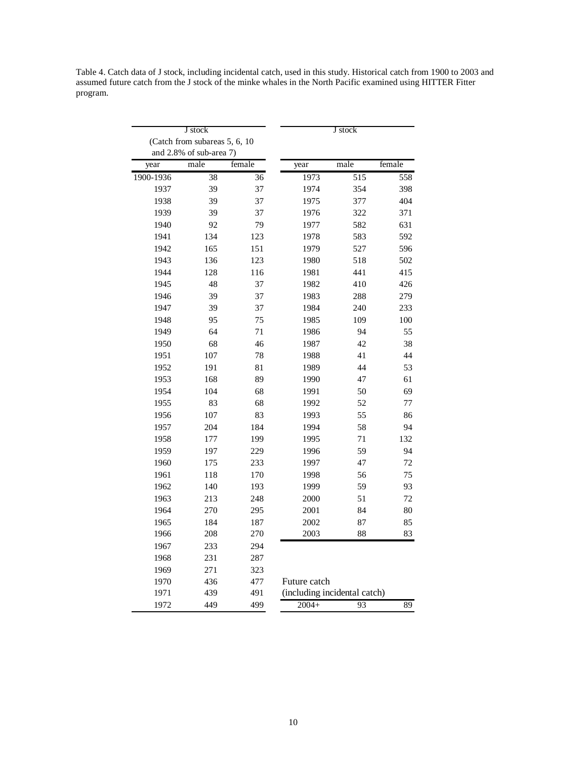Table 4. Catch data of J stock, including incidental catch, used in this study. Historical catch from 1900 to 2003 and assumed future catch from the J stock of the minke whales in the North Pacific examined using HITTER Fitter program.

| J stock (Catch from subareas 5, 6, 10 and 2.8% of sub-area 7) | | |
|---|---|---|
| year | male | female |
| 1900-1936 | 38 | 36 |
| 1937 | 39 | 37 |
| 1938 | 39 | 37 |
| 1939 | 39 | 37 |
| 1940 | 92 | 79 |
| 1941 | 134 | 123 |
| 1942 | 165 | 151 |
| 1943 | 136 | 123 |
| 1944 | 128 | 116 |
| 1945 | 48 | 37 |
| 1946 | 39 | 37 |
| 1947 | 39 | 37 |
| 1948 | 95 | 75 |
| 1949 | 64 | 71 |
| 1950 | 68 | 46 |
| 1951 | 107 | 78 |
| 1952 | 191 | 81 |
| 1953 | 168 | 89 |
| 1954 | 104 | 68 |
| 1955 | 83 | 68 |
| 1956 | 107 | 83 |
| 1957 | 204 | 184 |
| 1958 | 177 | 199 |
| 1959 | 197 | 229 |
| 1960 | 175 | 233 |
| 1961 | 118 | 170 |
| 1962 | 140 | 193 |
| 1963 | 213 | 248 |
| 1964 | 270 | 295 |
| 1965 | 184 | 187 |
| 1966 | 208 | 270 |
| 1967 | 233 | 294 |
| 1968 | 231 | 287 |
| 1969 | 271 | 323 |
| 1970 | 436 | 477 |
| 1971 | 439 | 491 |
| 1972 | 449 | 499 |

| J stock | | |
|---|---|---|
| year | male | female |
| 1973 | 515 | 558 |
| 1974 | 354 | 398 |
| 1975 | 377 | 404 |
| 1976 | 322 | 371 |
| 1977 | 582 | 631 |
| 1978 | 583 | 592 |
| 1979 | 527 | 596 |
| 1980 | 518 | 502 |
| 1981 | 441 | 415 |
| 1982 | 410 | 426 |
| 1983 | 288 | 279 |
| 1984 | 240 | 233 |
| 1985 | 109 | 100 |
| 1986 | 94 | 55 |
| 1987 | 42 | 38 |
| 1988 | 41 | 44 |
| 1989 | 44 | 53 |
| 1990 | 47 | 61 |
| 1991 | 50 | 69 |
| 1992 | 52 | 77 |
| 1993 | 55 | 86 |
| 1994 | 58 | 94 |
| 1995 | 71 | 132 |
| 1996 | 59 | 94 |
| 1997 | 47 | 72 |
| 1998 | 56 | 75 |
| 1999 | 59 | 93 |
| 2000 | 51 | 72 |
| 2001 | 84 | 80 |
| 2002 | 87 | 85 |
| 2003 | 88 | 83 |

Future catch (including incidental catch)

| year | male | female |
|---|---|---|
| 2004+ | 93 | 89 |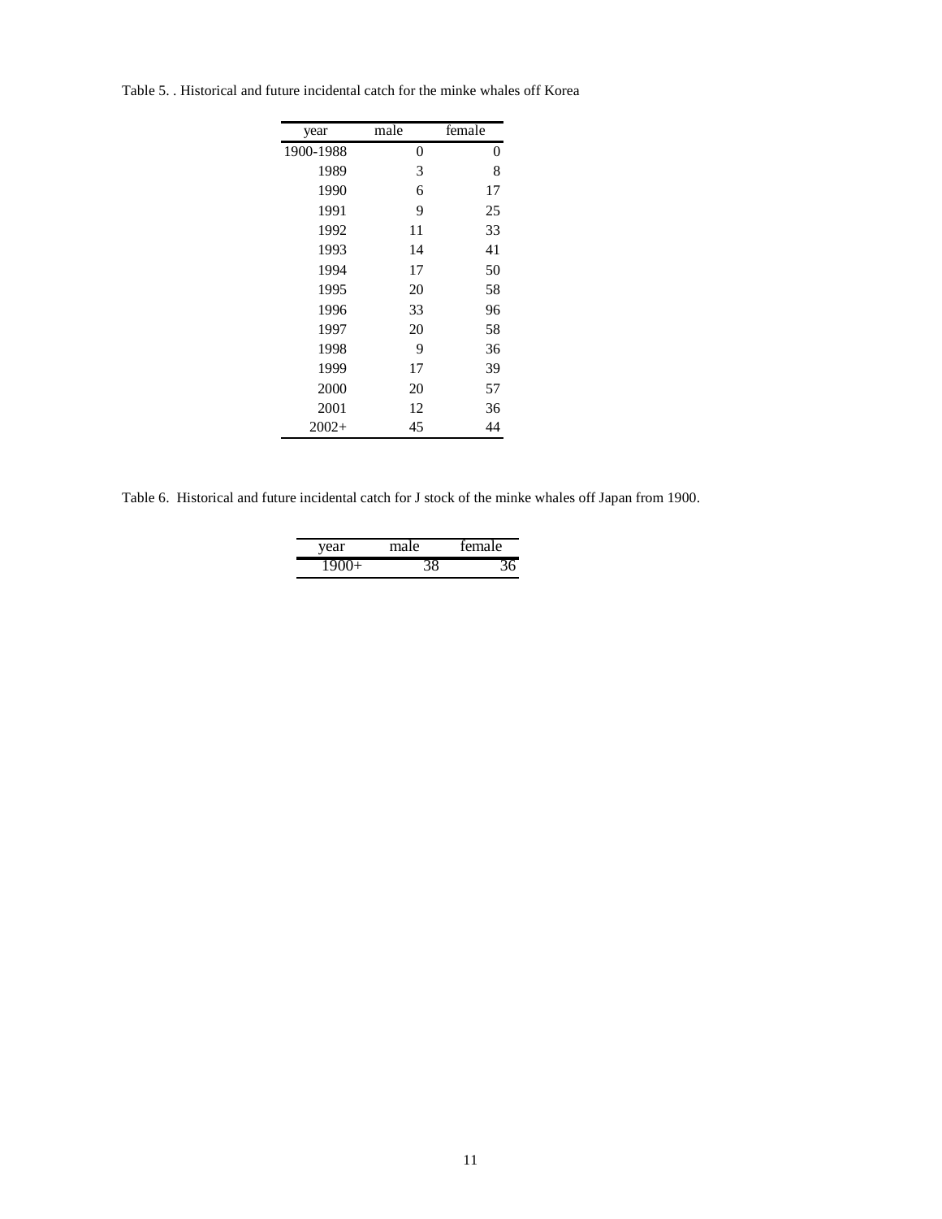Table 5. . Historical and future incidental catch for the minke whales off Korea

| year | male | female |
|---|---|---|
| 1900-1988 | 0 | 0 |
| 1989 | 3 | 8 |
| 1990 | 6 | 17 |
| 1991 | 9 | 25 |
| 1992 | 11 | 33 |
| 1993 | 14 | 41 |
| 1994 | 17 | 50 |
| 1995 | 20 | 58 |
| 1996 | 33 | 96 |
| 1997 | 20 | 58 |
| 1998 | 9 | 36 |
| 1999 | 17 | 39 |
| 2000 | 20 | 57 |
| 2001 | 12 | 36 |
| 2002+ | 45 | 44 |

Table 6. Historical and future incidental catch for J stock of the minke whales off Japan from 1900.

| year | male | female |
|---|---|---|
| 1900+ | 38 | 36 |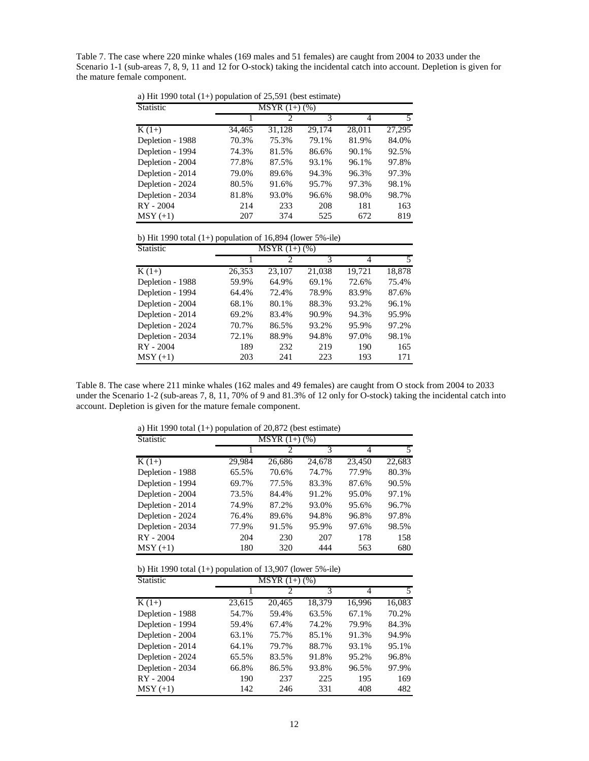Table 7. The case where 220 minke whales (169 males and 51 females) are caught from 2004 to 2033 under the Scenario 1-1 (sub-areas 7, 8, 9, 11 and 12 for O-stock) taking the incidental catch into account. Depletion is given for the mature female component.

a) Hit 1990 total (1+) population of 25,591 (best estimate)

| Statistic | MSYR (1+) (%) | | | | |
|---|---|---|---|---|---|
| | 1 | 2 | 3 | 4 | 5 |
| K (1+) | 34,465 | 31,128 | 29,174 | 28,011 | 27,295 |
| Depletion - 1988 | 70.3% | 75.3% | 79.1% | 81.9% | 84.0% |
| Depletion - 1994 | 74.3% | 81.5% | 86.6% | 90.1% | 92.5% |
| Depletion - 2004 | 77.8% | 87.5% | 93.1% | 96.1% | 97.8% |
| Depletion - 2014 | 79.0% | 89.6% | 94.3% | 96.3% | 97.3% |
| Depletion - 2024 | 80.5% | 91.6% | 95.7% | 97.3% | 98.1% |
| Depletion - 2034 | 81.8% | 93.0% | 96.6% | 98.0% | 98.7% |
| RY - 2004 | 214 | 233 | 208 | 181 | 163 |
| MSY (+1) | 207 | 374 | 525 | 672 | 819 |

b) Hit 1990 total (1+) population of 16,894 (lower 5%-ile)

| Statistic | MSYR (1+) (%) | | | | |
|---|---|---|---|---|---|
| | 1 | 2 | 3 | 4 | 5 |
| K (1+) | 26,353 | 23,107 | 21,038 | 19,721 | 18,878 |
| Depletion - 1988 | 59.9% | 64.9% | 69.1% | 72.6% | 75.4% |
| Depletion - 1994 | 64.4% | 72.4% | 78.9% | 83.9% | 87.6% |
| Depletion - 2004 | 68.1% | 80.1% | 88.3% | 93.2% | 96.1% |
| Depletion - 2014 | 69.2% | 83.4% | 90.9% | 94.3% | 95.9% |
| Depletion - 2024 | 70.7% | 86.5% | 93.2% | 95.9% | 97.2% |
| Depletion - 2034 | 72.1% | 88.9% | 94.8% | 97.0% | 98.1% |
| RY - 2004 | 189 | 232 | 219 | 190 | 165 |
| MSY (+1) | 203 | 241 | 223 | 193 | 171 |

Table 8. The case where 211 minke whales (162 males and 49 females) are caught from O stock from 2004 to 2033 under the Scenario 1-2 (sub-areas 7, 8, 11, 70% of 9 and 81.3% of 12 only for O-stock) taking the incidental catch into account. Depletion is given for the mature female component.

a) Hit 1990 total (1+) population of 20,872 (best estimate)

| Statistic | MSYR (1+) (%) | | | | |
|---|---|---|---|---|---|
| | 1 | 2 | 3 | 4 | 5 |
| K (1+) | 29,984 | 26,686 | 24,678 | 23,450 | 22,683 |
| Depletion - 1988 | 65.5% | 70.6% | 74.7% | 77.9% | 80.3% |
| Depletion - 1994 | 69.7% | 77.5% | 83.3% | 87.6% | 90.5% |
| Depletion - 2004 | 73.5% | 84.4% | 91.2% | 95.0% | 97.1% |
| Depletion - 2014 | 74.9% | 87.2% | 93.0% | 95.6% | 96.7% |
| Depletion - 2024 | 76.4% | 89.6% | 94.8% | 96.8% | 97.8% |
| Depletion - 2034 | 77.9% | 91.5% | 95.9% | 97.6% | 98.5% |
| RY - 2004 | 204 | 230 | 207 | 178 | 158 |
| MSY (+1) | 180 | 320 | 444 | 563 | 680 |

b) Hit 1990 total (1+) population of 13,907 (lower 5%-ile)

| Statistic | MSYR (1+) (%) | | | | |
|---|---|---|---|---|---|
| | 1 | 2 | 3 | 4 | 5 |
| K (1+) | 23,615 | 20,465 | 18,379 | 16,996 | 16,083 |
| Depletion - 1988 | 54.7% | 59.4% | 63.5% | 67.1% | 70.2% |
| Depletion - 1994 | 59.4% | 67.4% | 74.2% | 79.9% | 84.3% |
| Depletion - 2004 | 63.1% | 75.7% | 85.1% | 91.3% | 94.9% |
| Depletion - 2014 | 64.1% | 79.7% | 88.7% | 93.1% | 95.1% |
| Depletion - 2024 | 65.5% | 83.5% | 91.8% | 95.2% | 96.8% |
| Depletion - 2034 | 66.8% | 86.5% | 93.8% | 96.5% | 97.9% |
| RY - 2004 | 190 | 237 | 225 | 195 | 169 |
| MSY (+1) | 142 | 246 | 331 | 408 | 482 |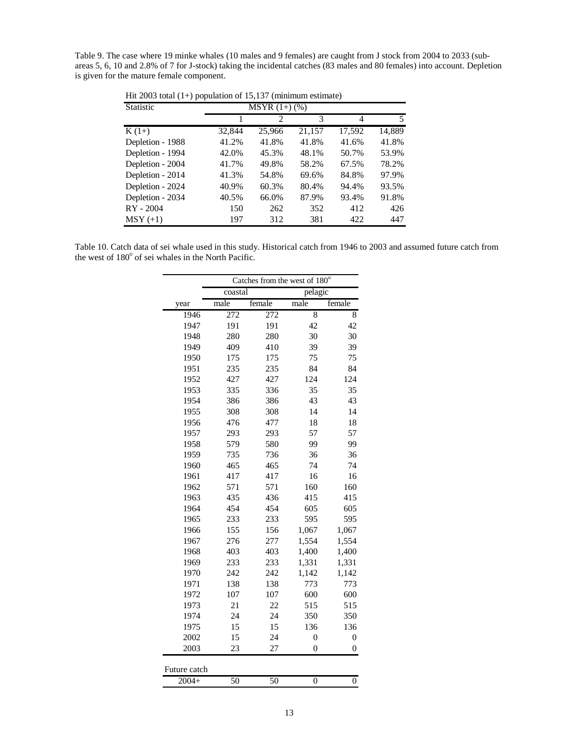Table 9. The case where 19 minke whales (10 males and 9 females) are caught from J stock from 2004 to 2033 (sub-areas 5, 6, 10 and 2.8% of 7 for J-stock) taking the incidental catches (83 males and 80 females) into account. Depletion is given for the mature female component.

Hit 2003 total (1+) population of 15,137 (minimum estimate)

| Statistic | MSYR (1+) (%) | | | | |
|---|---|---|---|---|---|
| | 1 | 2 | 3 | 4 | 5 |
| K (1+) | 32,844 | 25,966 | 21,157 | 17,592 | 14,889 |
| Depletion - 1988 | 41.2% | 41.8% | 41.8% | 41.6% | 41.8% |
| Depletion - 1994 | 42.0% | 45.3% | 48.1% | 50.7% | 53.9% |
| Depletion - 2004 | 41.7% | 49.8% | 58.2% | 67.5% | 78.2% |
| Depletion - 2014 | 41.3% | 54.8% | 69.6% | 84.8% | 97.9% |
| Depletion - 2024 | 40.9% | 60.3% | 80.4% | 94.4% | 93.5% |
| Depletion - 2034 | 40.5% | 66.0% | 87.9% | 93.4% | 91.8% |
| RY - 2004 | 150 | 262 | 352 | 412 | 426 |
| MSY (+1) | 197 | 312 | 381 | 422 | 447 |

Table 10. Catch data of sei whale used in this study. Historical catch from 1946 to 2003 and assumed future catch from the west of 180° of sei whales in the North Pacific.

| | Catches from the west of 180° | | | |
|---|---|---|---|---|
| | coastal | | pelagic | |
| year | male | female | male | female |
| 1946 | 272 | 272 | 8 | 8 |
| 1947 | 191 | 191 | 42 | 42 |
| 1948 | 280 | 280 | 30 | 30 |
| 1949 | 409 | 410 | 39 | 39 |
| 1950 | 175 | 175 | 75 | 75 |
| 1951 | 235 | 235 | 84 | 84 |
| 1952 | 427 | 427 | 124 | 124 |
| 1953 | 335 | 336 | 35 | 35 |
| 1954 | 386 | 386 | 43 | 43 |
| 1955 | 308 | 308 | 14 | 14 |
| 1956 | 476 | 477 | 18 | 18 |
| 1957 | 293 | 293 | 57 | 57 |
| 1958 | 579 | 580 | 99 | 99 |
| 1959 | 735 | 736 | 36 | 36 |
| 1960 | 465 | 465 | 74 | 74 |
| 1961 | 417 | 417 | 16 | 16 |
| 1962 | 571 | 571 | 160 | 160 |
| 1963 | 435 | 436 | 415 | 415 |
| 1964 | 454 | 454 | 605 | 605 |
| 1965 | 233 | 233 | 595 | 595 |
| 1966 | 155 | 156 | 1,067 | 1,067 |
| 1967 | 276 | 277 | 1,554 | 1,554 |
| 1968 | 403 | 403 | 1,400 | 1,400 |
| 1969 | 233 | 233 | 1,331 | 1,331 |
| 1970 | 242 | 242 | 1,142 | 1,142 |
| 1971 | 138 | 138 | 773 | 773 |
| 1972 | 107 | 107 | 600 | 600 |
| 1973 | 21 | 22 | 515 | 515 |
| 1974 | 24 | 24 | 350 | 350 |
| 1975 | 15 | 15 | 136 | 136 |
| 2002 | 15 | 24 | 0 | 0 |
| 2003 | 23 | 27 | 0 | 0 |
| Future catch | | | | |
| 2004+ | 50 | 50 | 0 | 0 |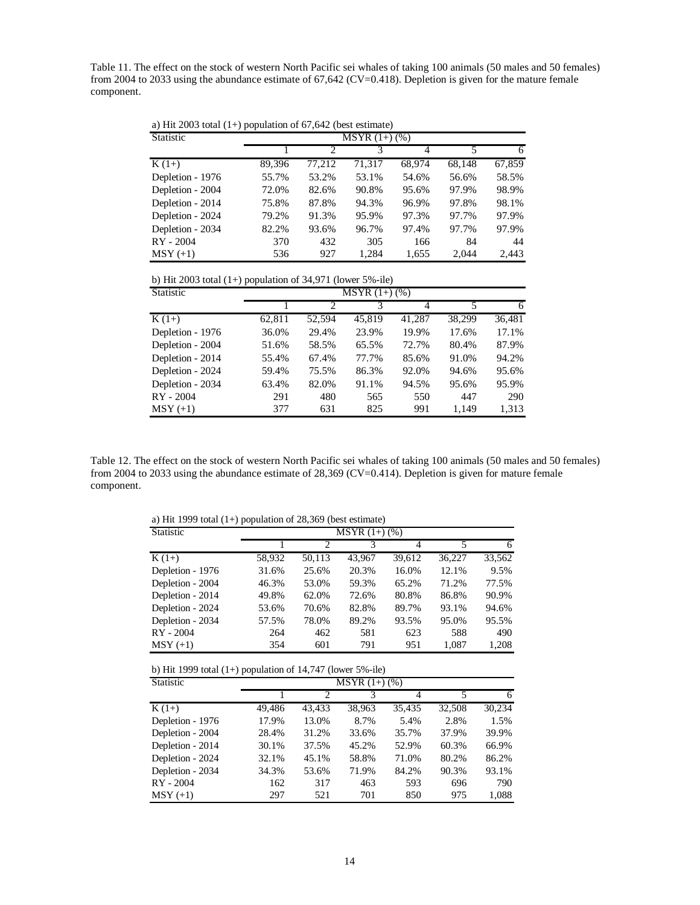Table 11. The effect on the stock of western North Pacific sei whales of taking 100 animals (50 males and 50 females) from 2004 to 2033 using the abundance estimate of 67,642 (CV=0.418). Depletion is given for the mature female component.

a) Hit 2003 total (1+) population of 67,642 (best estimate)

| Statistic | MSYR (1+) (%) | | | | | |
|---|---|---|---|---|---|---|
| | 1 | 2 | 3 | 4 | 5 | 6 |
| K (1+) | 89,396 | 77,212 | 71,317 | 68,974 | 68,148 | 67,859 |
| Depletion - 1976 | 55.7% | 53.2% | 53.1% | 54.6% | 56.6% | 58.5% |
| Depletion - 2004 | 72.0% | 82.6% | 90.8% | 95.6% | 97.9% | 98.9% |
| Depletion - 2014 | 75.8% | 87.8% | 94.3% | 96.9% | 97.8% | 98.1% |
| Depletion - 2024 | 79.2% | 91.3% | 95.9% | 97.3% | 97.7% | 97.9% |
| Depletion - 2034 | 82.2% | 93.6% | 96.7% | 97.4% | 97.7% | 97.9% |
| RY - 2004 | 370 | 432 | 305 | 166 | 84 | 44 |
| MSY (+1) | 536 | 927 | 1,284 | 1,655 | 2,044 | 2,443 |

b) Hit 2003 total (1+) population of 34,971 (lower 5%-ile)

| Statistic | MSYR (1+) (%) | | | | | |
|---|---|---|---|---|---|---|
| | 1 | 2 | 3 | 4 | 5 | 6 |
| K (1+) | 62,811 | 52,594 | 45,819 | 41,287 | 38,299 | 36,481 |
| Depletion - 1976 | 36.0% | 29.4% | 23.9% | 19.9% | 17.6% | 17.1% |
| Depletion - 2004 | 51.6% | 58.5% | 65.5% | 72.7% | 80.4% | 87.9% |
| Depletion - 2014 | 55.4% | 67.4% | 77.7% | 85.6% | 91.0% | 94.2% |
| Depletion - 2024 | 59.4% | 75.5% | 86.3% | 92.0% | 94.6% | 95.6% |
| Depletion - 2034 | 63.4% | 82.0% | 91.1% | 94.5% | 95.6% | 95.9% |
| RY - 2004 | 291 | 480 | 565 | 550 | 447 | 290 |
| MSY (+1) | 377 | 631 | 825 | 991 | 1,149 | 1,313 |

Table 12. The effect on the stock of western North Pacific sei whales of taking 100 animals (50 males and 50 females) from 2004 to 2033 using the abundance estimate of 28,369 (CV=0.414). Depletion is given for mature female component.

a) Hit 1999 total (1+) population of 28,369 (best estimate)

| Statistic | MSYR (1+) (%) | | | | | |
|---|---|---|---|---|---|---|
| | 1 | 2 | 3 | 4 | 5 | 6 |
| K (1+) | 58,932 | 50,113 | 43,967 | 39,612 | 36,227 | 33,562 |
| Depletion - 1976 | 31.6% | 25.6% | 20.3% | 16.0% | 12.1% | 9.5% |
| Depletion - 2004 | 46.3% | 53.0% | 59.3% | 65.2% | 71.2% | 77.5% |
| Depletion - 2014 | 49.8% | 62.0% | 72.6% | 80.8% | 86.8% | 90.9% |
| Depletion - 2024 | 53.6% | 70.6% | 82.8% | 89.7% | 93.1% | 94.6% |
| Depletion - 2034 | 57.5% | 78.0% | 89.2% | 93.5% | 95.0% | 95.5% |
| RY - 2004 | 264 | 462 | 581 | 623 | 588 | 490 |
| MSY (+1) | 354 | 601 | 791 | 951 | 1,087 | 1,208 |

b) Hit 1999 total (1+) population of 14,747 (lower 5%-ile)

| Statistic | MSYR (1+) (%) | | | | | |
|---|---|---|---|---|---|---|
| | 1 | 2 | 3 | 4 | 5 | 6 |
| K (1+) | 49,486 | 43,433 | 38,963 | 35,435 | 32,508 | 30,234 |
| Depletion - 1976 | 17.9% | 13.0% | 8.7% | 5.4% | 2.8% | 1.5% |
| Depletion - 2004 | 28.4% | 31.2% | 33.6% | 35.7% | 37.9% | 39.9% |
| Depletion - 2014 | 30.1% | 37.5% | 45.2% | 52.9% | 60.3% | 66.9% |
| Depletion - 2024 | 32.1% | 45.1% | 58.8% | 71.0% | 80.2% | 86.2% |
| Depletion - 2034 | 34.3% | 53.6% | 71.9% | 84.2% | 90.3% | 93.1% |
| RY - 2004 | 162 | 317 | 463 | 593 | 696 | 790 |
| MSY (+1) | 297 | 521 | 701 | 850 | 975 | 1,088 |